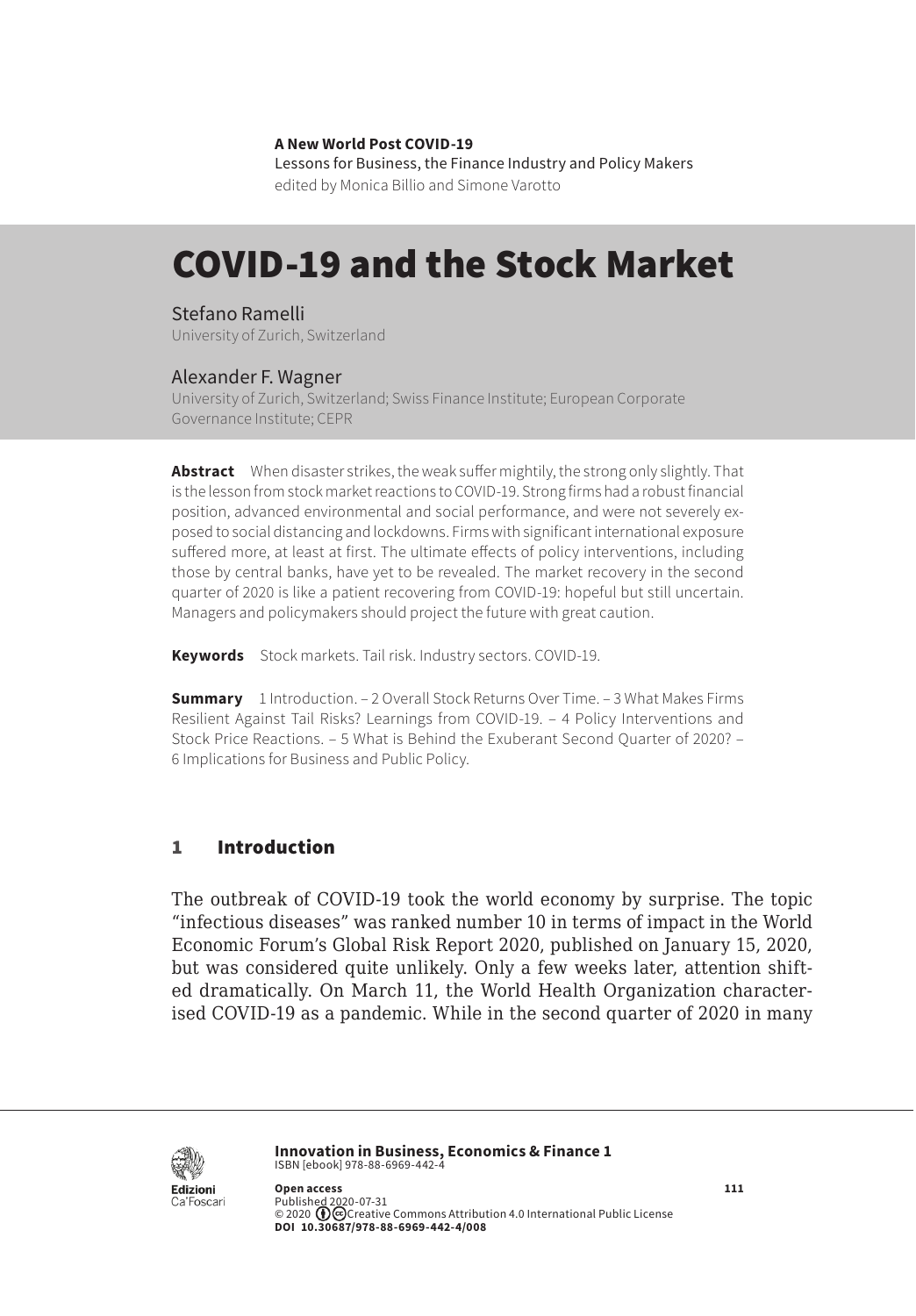**A New World Post COVID-19**
Lessons for Business, the Finance Industry and Policy Makers
edited by Monica Billio and Simone Varotto

# COVID-19 and the Stock Market

Stefano Ramelli
University of Zurich, Switzerland

Alexander F. Wagner
University of Zurich, Switzerland; Swiss Finance Institute; European Corporate Governance Institute; CEPR

**Abstract** When disaster strikes, the weak suffer mightily, the strong only slightly. That is the lesson from stock market reactions to COVID-19. Strong firms had a robust financial position, advanced environmental and social performance, and were not severely exposed to social distancing and lockdowns. Firms with significant international exposure suffered more, at least at first. The ultimate effects of policy interventions, including those by central banks, have yet to be revealed. The market recovery in the second quarter of 2020 is like a patient recovering from COVID-19: hopeful but still uncertain. Managers and policymakers should project the future with great caution.

**Keywords** Stock markets. Tail risk. Industry sectors. COVID-19.

**Summary** 1 Introduction. – 2 Overall Stock Returns Over Time. – 3 What Makes Firms Resilient Against Tail Risks? Learnings from COVID-19. – 4 Policy Interventions and Stock Price Reactions. – 5 What is Behind the Exuberant Second Quarter of 2020? – 6 Implications for Business and Public Policy.

## 1 Introduction

The outbreak of COVID-19 took the world economy by surprise. The topic "infectious diseases" was ranked number 10 in terms of impact in the World Economic Forum's Global Risk Report 2020, published on January 15, 2020, but was considered quite unlikely. Only a few weeks later, attention shifted dramatically. On March 11, the World Health Organization characterised COVID-19 as a pandemic. While in the second quarter of 2020 in many

**Innovation in Business, Economics & Finance 1**
ISBN [ebook] 978-88-6969-442-4

**Open access**
Published 2020-07-31
© 2020 Creative Commons Attribution 4.0 International Public License
**DOI 10.30687/978-88-6969-442-4/008**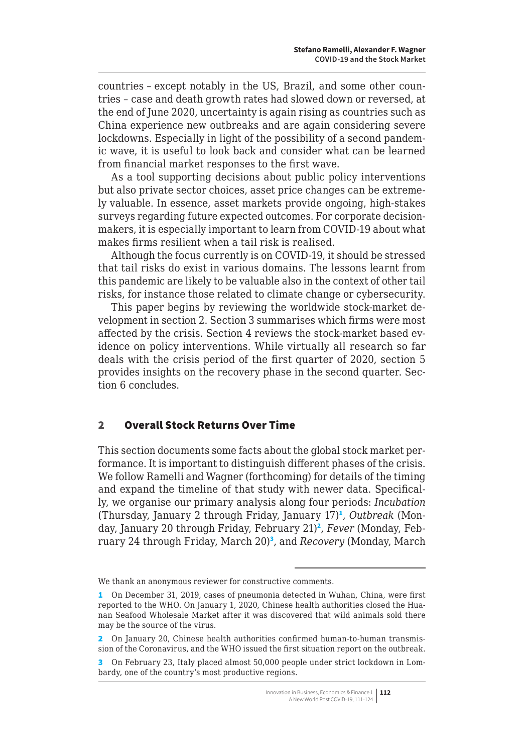countries – except notably in the US, Brazil, and some other countries – case and death growth rates had slowed down or reversed, at the end of June 2020, uncertainty is again rising as countries such as China experience new outbreaks and are again considering severe lockdowns. Especially in light of the possibility of a second pandemic wave, it is useful to look back and consider what can be learned from financial market responses to the first wave.

As a tool supporting decisions about public policy interventions but also private sector choices, asset price changes can be extremely valuable. In essence, asset markets provide ongoing, high-stakes surveys regarding future expected outcomes. For corporate decision-makers, it is especially important to learn from COVID-19 about what makes firms resilient when a tail risk is realised.

Although the focus currently is on COVID-19, it should be stressed that tail risks do exist in various domains. The lessons learnt from this pandemic are likely to be valuable also in the context of other tail risks, for instance those related to climate change or cybersecurity.

This paper begins by reviewing the worldwide stock-market development in section 2. Section 3 summarises which firms were most affected by the crisis. Section 4 reviews the stock-market based evidence on policy interventions. While virtually all research so far deals with the crisis period of the first quarter of 2020, section 5 provides insights on the recovery phase in the second quarter. Section 6 concludes.

## 2 Overall Stock Returns Over Time

This section documents some facts about the global stock market performance. It is important to distinguish different phases of the crisis. We follow Ramelli and Wagner (forthcoming) for details of the timing and expand the timeline of that study with newer data. Specifically, we organise our primary analysis along four periods: *Incubation* (Thursday, January 2 through Friday, January 17)[1], *Outbreak* (Monday, January 20 through Friday, February 21)[2], *Fever* (Monday, February 24 through Friday, March 20)[3], and *Recovery* (Monday, March

---

We thank an anonymous reviewer for constructive comments.

[1] On December 31, 2019, cases of pneumonia detected in Wuhan, China, were first reported to the WHO. On January 1, 2020, Chinese health authorities closed the Huanan Seafood Wholesale Market after it was discovered that wild animals sold there may be the source of the virus.

[2] On January 20, Chinese health authorities confirmed human-to-human transmission of the Coronavirus, and the WHO issued the first situation report on the outbreak.

[3] On February 23, Italy placed almost 50,000 people under strict lockdown in Lombardy, one of the country's most productive regions.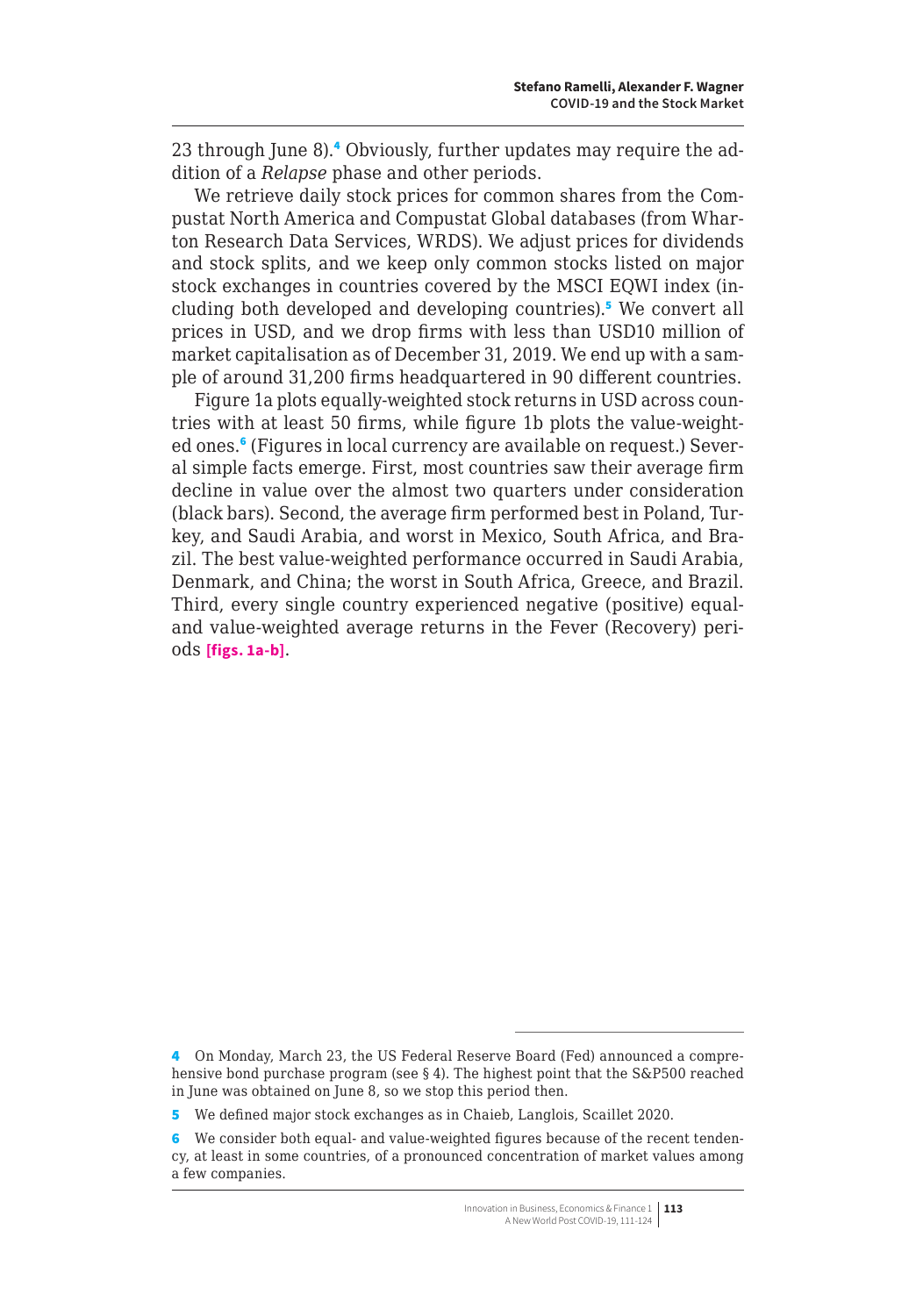23 through June 8).[4] Obviously, further updates may require the addition of a *Relapse* phase and other periods.

We retrieve daily stock prices for common shares from the Compustat North America and Compustat Global databases (from Wharton Research Data Services, WRDS). We adjust prices for dividends and stock splits, and we keep only common stocks listed on major stock exchanges in countries covered by the MSCI EQWI index (including both developed and developing countries).[5] We convert all prices in USD, and we drop firms with less than USD10 million of market capitalisation as of December 31, 2019. We end up with a sample of around 31,200 firms headquartered in 90 different countries.

Figure 1a plots equally-weighted stock returns in USD across countries with at least 50 firms, while figure 1b plots the value-weighted ones.[6] (Figures in local currency are available on request.) Several simple facts emerge. First, most countries saw their average firm decline in value over the almost two quarters under consideration (black bars). Second, the average firm performed best in Poland, Turkey, and Saudi Arabia, and worst in Mexico, South Africa, and Brazil. The best value-weighted performance occurred in Saudi Arabia, Denmark, and China; the worst in South Africa, Greece, and Brazil. Third, every single country experienced negative (positive) equal- and value-weighted average returns in the Fever (Recovery) periods **[figs. 1a-b]**.

---

[4] On Monday, March 23, the US Federal Reserve Board (Fed) announced a comprehensive bond purchase program (see § 4). The highest point that the S&P500 reached in June was obtained on June 8, so we stop this period then.

[5] We defined major stock exchanges as in Chaieb, Langlois, Scaillet 2020.

[6] We consider both equal- and value-weighted figures because of the recent tendency, at least in some countries, of a pronounced concentration of market values among a few companies.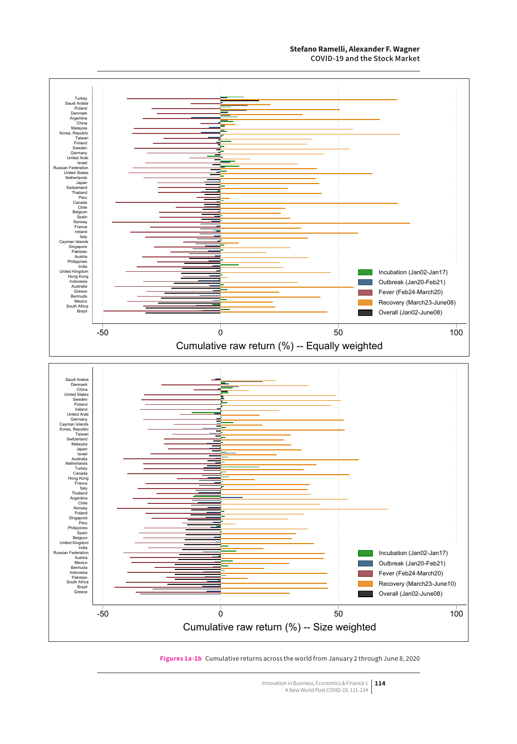**Figures 1a-1b** Cumulative returns across the world from January 2 through June 8, 2020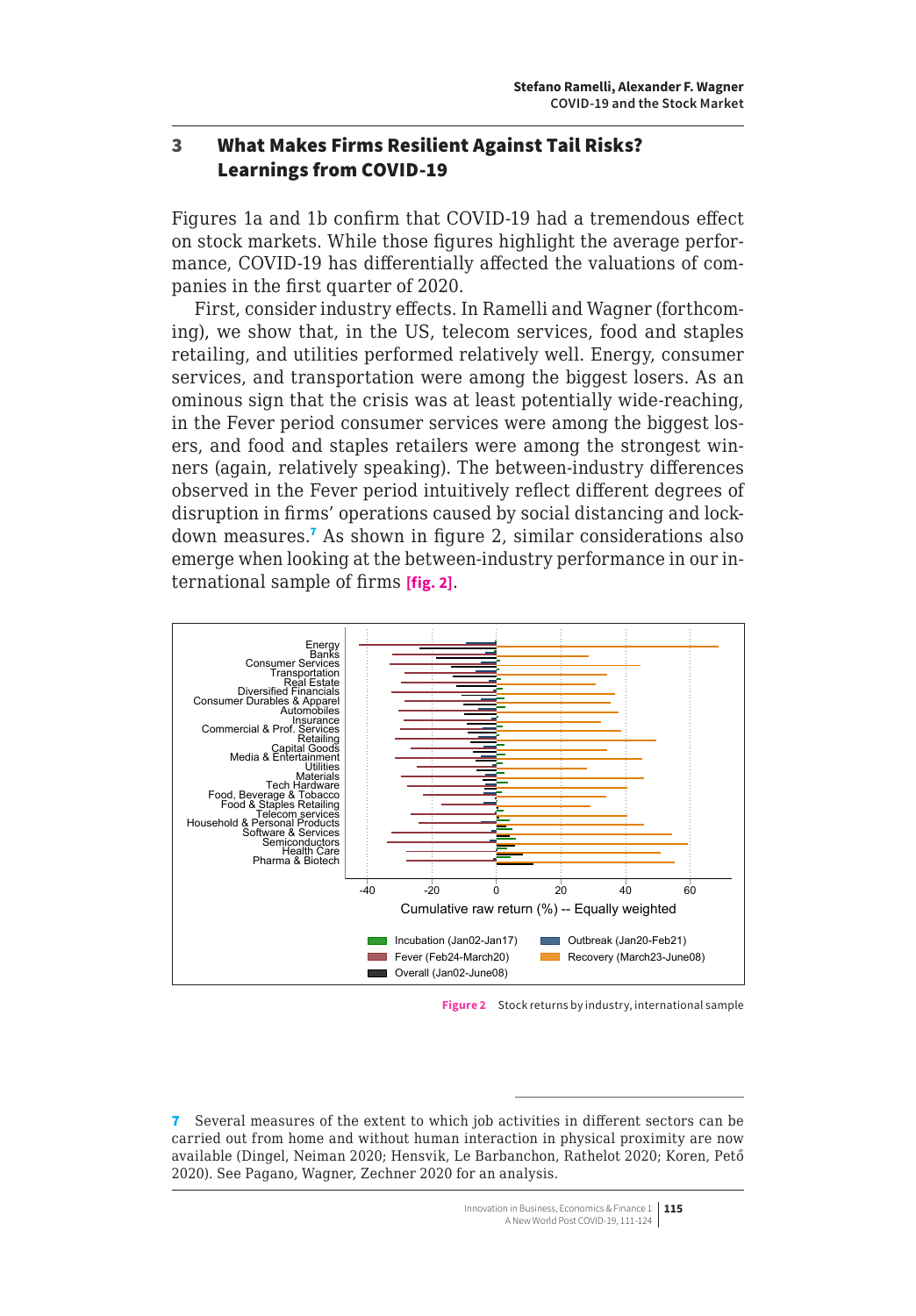## 3 What Makes Firms Resilient Against Tail Risks? Learnings from COVID-19

Figures 1a and 1b confirm that COVID-19 had a tremendous effect on stock markets. While those figures highlight the average performance, COVID-19 has differentially affected the valuations of companies in the first quarter of 2020.

First, consider industry effects. In Ramelli and Wagner (forthcoming), we show that, in the US, telecom services, food and staples retailing, and utilities performed relatively well. Energy, consumer services, and transportation were among the biggest losers. As an ominous sign that the crisis was at least potentially wide-reaching, in the Fever period consumer services were among the biggest losers, and food and staples retailers were among the strongest winners (again, relatively speaking). The between-industry differences observed in the Fever period intuitively reflect different degrees of disruption in firms' operations caused by social distancing and lockdown measures.[7] As shown in figure 2, similar considerations also emerge when looking at the between-industry performance in our international sample of firms **[fig. 2]**.

**Figure 2** Stock returns by industry, international sample

[7] Several measures of the extent to which job activities in different sectors can be carried out from home and without human interaction in physical proximity are now available (Dingel, Neiman 2020; Hensvik, Le Barbanchon, Rathelot 2020; Koren, Pető 2020). See Pagano, Wagner, Zechner 2020 for an analysis.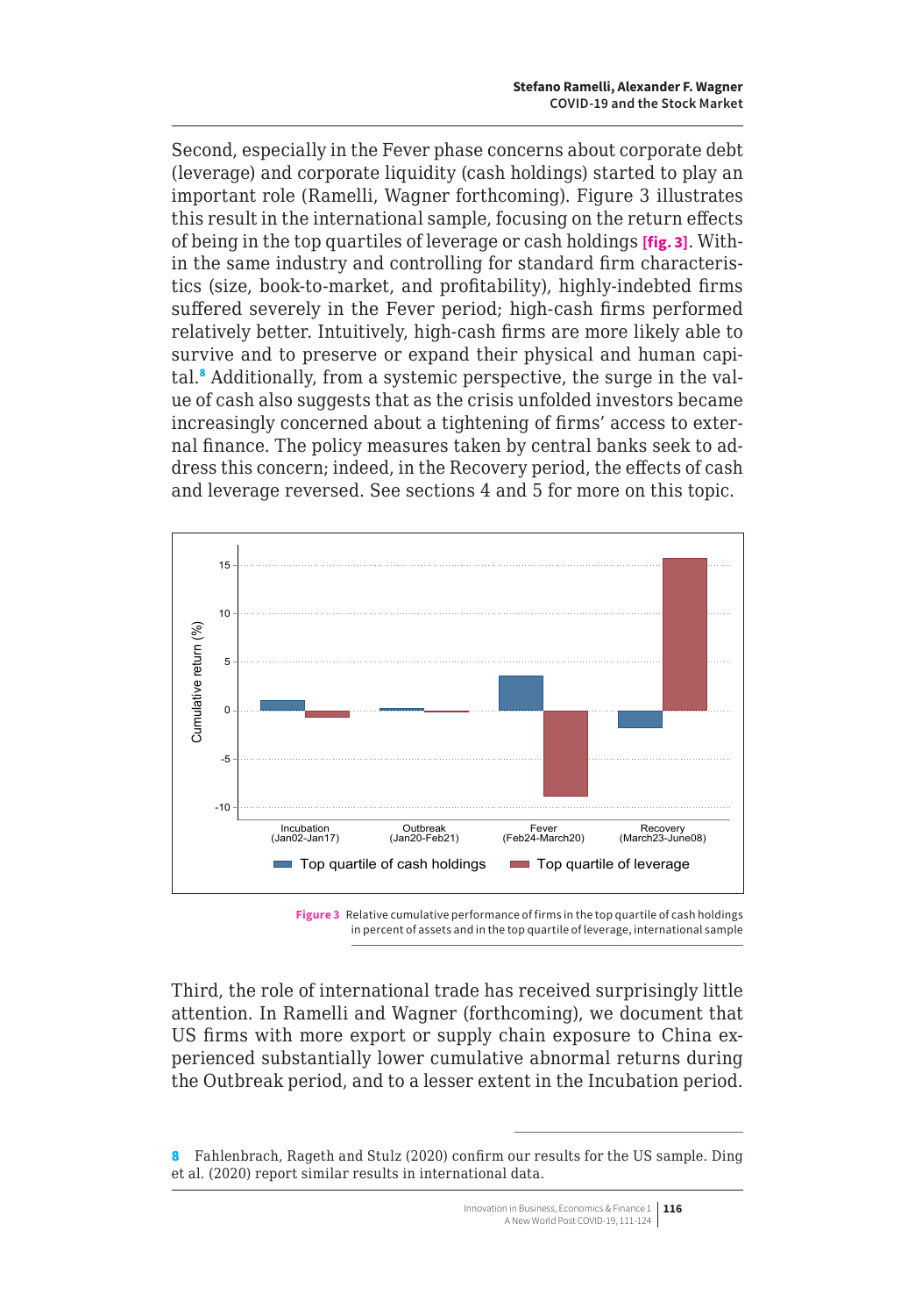Second, especially in the Fever phase concerns about corporate debt (leverage) and corporate liquidity (cash holdings) started to play an important role (Ramelli, Wagner forthcoming). Figure 3 illustrates this result in the international sample, focusing on the return effects of being in the top quartiles of leverage or cash holdings **[fig. 3]**. Within the same industry and controlling for standard firm characteristics (size, book-to-market, and profitability), highly-indebted firms suffered severely in the Fever period; high-cash firms performed relatively better. Intuitively, high-cash firms are more likely able to survive and to preserve or expand their physical and human capital.[8] Additionally, from a systemic perspective, the surge in the value of cash also suggests that as the crisis unfolded investors became increasingly concerned about a tightening of firms' access to external finance. The policy measures taken by central banks seek to address this concern; indeed, in the Recovery period, the effects of cash and leverage reversed. See sections 4 and 5 for more on this topic.

**Figure 3** Relative cumulative performance of firms in the top quartile of cash holdings in percent of assets and in the top quartile of leverage, international sample

Third, the role of international trade has received surprisingly little attention. In Ramelli and Wagner (forthcoming), we document that US firms with more export or supply chain exposure to China experienced substantially lower cumulative abnormal returns during the Outbreak period, and to a lesser extent in the Incubation period.

---

8 Fahlenbrach, Rageth and Stulz (2020) confirm our results for the US sample. Ding et al. (2020) report similar results in international data.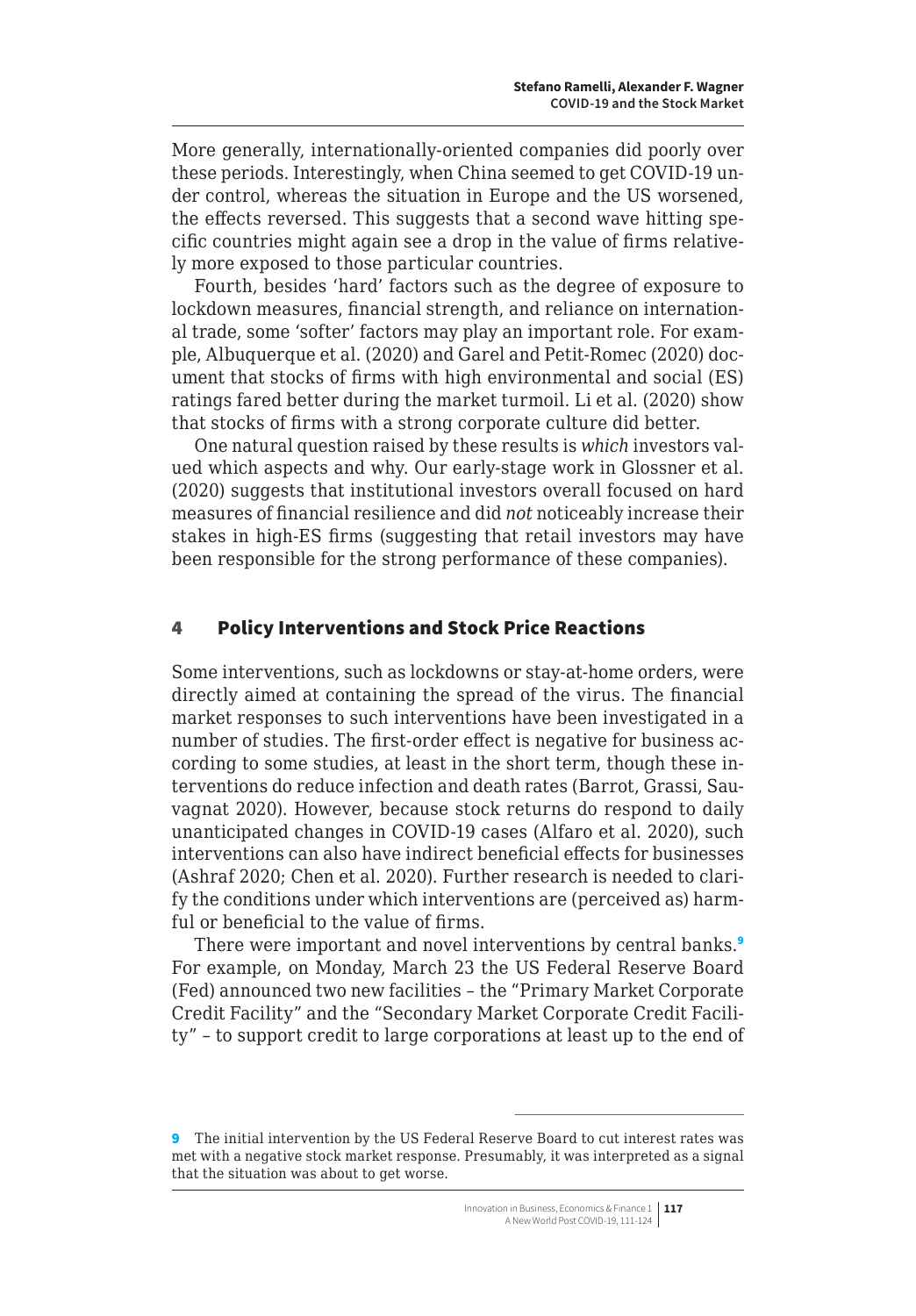More generally, internationally-oriented companies did poorly over these periods. Interestingly, when China seemed to get COVID-19 under control, whereas the situation in Europe and the US worsened, the effects reversed. This suggests that a second wave hitting specific countries might again see a drop in the value of firms relatively more exposed to those particular countries.

Fourth, besides 'hard' factors such as the degree of exposure to lockdown measures, financial strength, and reliance on international trade, some 'softer' factors may play an important role. For example, Albuquerque et al. (2020) and Garel and Petit-Romec (2020) document that stocks of firms with high environmental and social (ES) ratings fared better during the market turmoil. Li et al. (2020) show that stocks of firms with a strong corporate culture did better.

One natural question raised by these results is *which* investors valued which aspects and why. Our early-stage work in Glossner et al. (2020) suggests that institutional investors overall focused on hard measures of financial resilience and did *not* noticeably increase their stakes in high-ES firms (suggesting that retail investors may have been responsible for the strong performance of these companies).

## 4 Policy Interventions and Stock Price Reactions

Some interventions, such as lockdowns or stay-at-home orders, were directly aimed at containing the spread of the virus. The financial market responses to such interventions have been investigated in a number of studies. The first-order effect is negative for business according to some studies, at least in the short term, though these interventions do reduce infection and death rates (Barrot, Grassi, Sauvagnat 2020). However, because stock returns do respond to daily unanticipated changes in COVID-19 cases (Alfaro et al. 2020), such interventions can also have indirect beneficial effects for businesses (Ashraf 2020; Chen et al. 2020). Further research is needed to clarify the conditions under which interventions are (perceived as) harmful or beneficial to the value of firms.

There were important and novel interventions by central banks.[9] For example, on Monday, March 23 the US Federal Reserve Board (Fed) announced two new facilities – the "Primary Market Corporate Credit Facility" and the "Secondary Market Corporate Credit Facility" – to support credit to large corporations at least up to the end of

---

[9] The initial intervention by the US Federal Reserve Board to cut interest rates was met with a negative stock market response. Presumably, it was interpreted as a signal that the situation was about to get worse.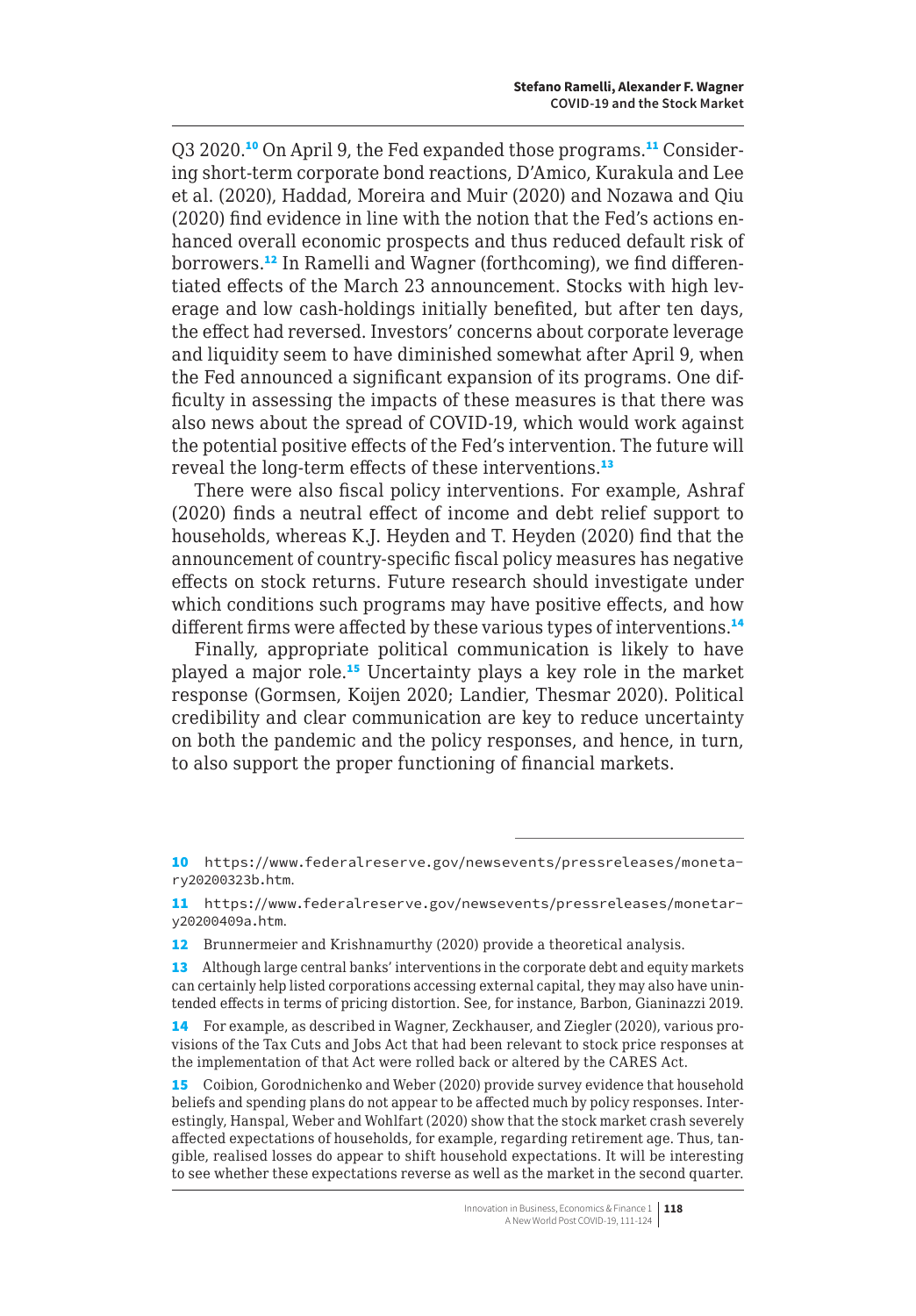Q3 2020.[10] On April 9, the Fed expanded those programs.[11] Considering short-term corporate bond reactions, D'Amico, Kurakula and Lee et al. (2020), Haddad, Moreira and Muir (2020) and Nozawa and Qiu (2020) find evidence in line with the notion that the Fed's actions enhanced overall economic prospects and thus reduced default risk of borrowers.[12] In Ramelli and Wagner (forthcoming), we find differentiated effects of the March 23 announcement. Stocks with high leverage and low cash-holdings initially benefited, but after ten days, the effect had reversed. Investors' concerns about corporate leverage and liquidity seem to have diminished somewhat after April 9, when the Fed announced a significant expansion of its programs. One difficulty in assessing the impacts of these measures is that there was also news about the spread of COVID-19, which would work against the potential positive effects of the Fed's intervention. The future will reveal the long-term effects of these interventions.[13]

There were also fiscal policy interventions. For example, Ashraf (2020) finds a neutral effect of income and debt relief support to households, whereas K.J. Heyden and T. Heyden (2020) find that the announcement of country-specific fiscal policy measures has negative effects on stock returns. Future research should investigate under which conditions such programs may have positive effects, and how different firms were affected by these various types of interventions.[14]

Finally, appropriate political communication is likely to have played a major role.[15] Uncertainty plays a key role in the market response (Gormsen, Koijen 2020; Landier, Thesmar 2020). Political credibility and clear communication are key to reduce uncertainty on both the pandemic and the policy responses, and hence, in turn, to also support the proper functioning of financial markets.

---

10 https://www.federalreserve.gov/newsevents/pressreleases/monetary20200323b.htm.

11 https://www.federalreserve.gov/newsevents/pressreleases/monetary20200409a.htm.

12 Brunnermeier and Krishnamurthy (2020) provide a theoretical analysis.

13 Although large central banks' interventions in the corporate debt and equity markets can certainly help listed corporations accessing external capital, they may also have unintended effects in terms of pricing distortion. See, for instance, Barbon, Gianinazzi 2019.

14 For example, as described in Wagner, Zeckhauser, and Ziegler (2020), various provisions of the Tax Cuts and Jobs Act that had been relevant to stock price responses at the implementation of that Act were rolled back or altered by the CARES Act.

15 Coibion, Gorodnichenko and Weber (2020) provide survey evidence that household beliefs and spending plans do not appear to be affected much by policy responses. Interestingly, Hanspal, Weber and Wohlfart (2020) show that the stock market crash severely affected expectations of households, for example, regarding retirement age. Thus, tangible, realised losses do appear to shift household expectations. It will be interesting to see whether these expectations reverse as well as the market in the second quarter.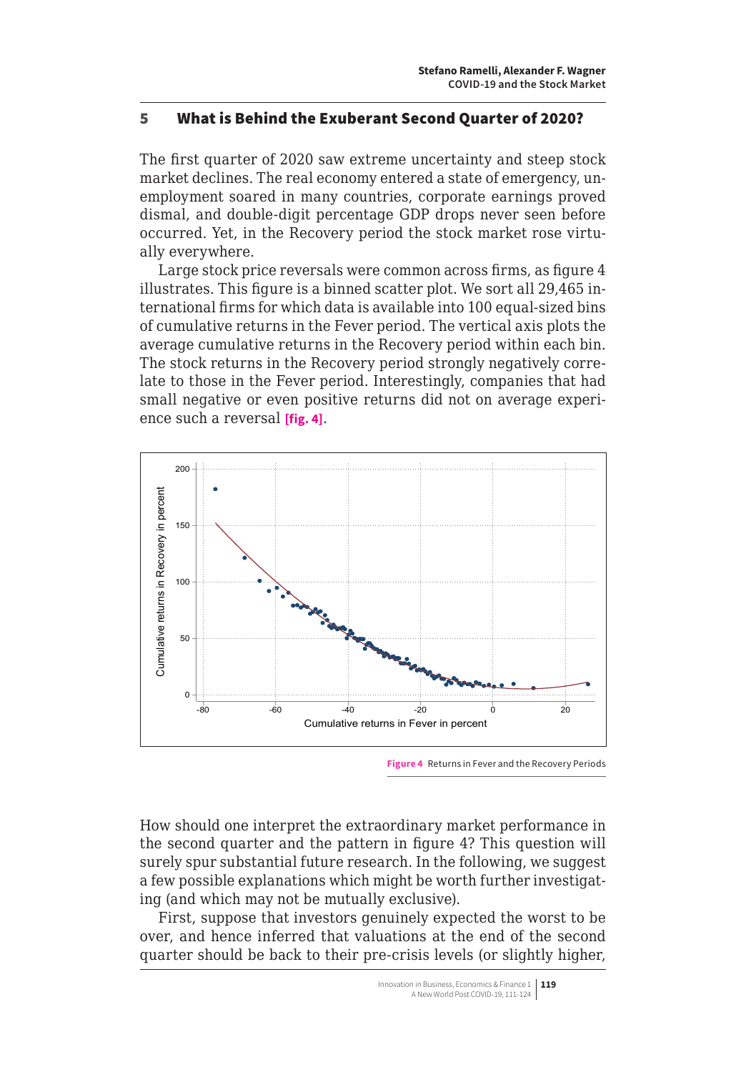## 5 What is Behind the Exuberant Second Quarter of 2020?

The first quarter of 2020 saw extreme uncertainty and steep stock market declines. The real economy entered a state of emergency, unemployment soared in many countries, corporate earnings proved dismal, and double-digit percentage GDP drops never seen before occurred. Yet, in the Recovery period the stock market rose virtually everywhere.

Large stock price reversals were common across firms, as figure 4 illustrates. This figure is a binned scatter plot. We sort all 29,465 international firms for which data is available into 100 equal-sized bins of cumulative returns in the Fever period. The vertical axis plots the average cumulative returns in the Recovery period within each bin. The stock returns in the Recovery period strongly negatively correlate to those in the Fever period. Interestingly, companies that had small negative or even positive returns did not on average experience such a reversal **[fig. 4]**.

**Figure 4** Returns in Fever and the Recovery Periods

How should one interpret the extraordinary market performance in the second quarter and the pattern in figure 4? This question will surely spur substantial future research. In the following, we suggest a few possible explanations which might be worth further investigating (and which may not be mutually exclusive).

First, suppose that investors genuinely expected the worst to be over, and hence inferred that valuations at the end of the second quarter should be back to their pre-crisis levels (or slightly higher,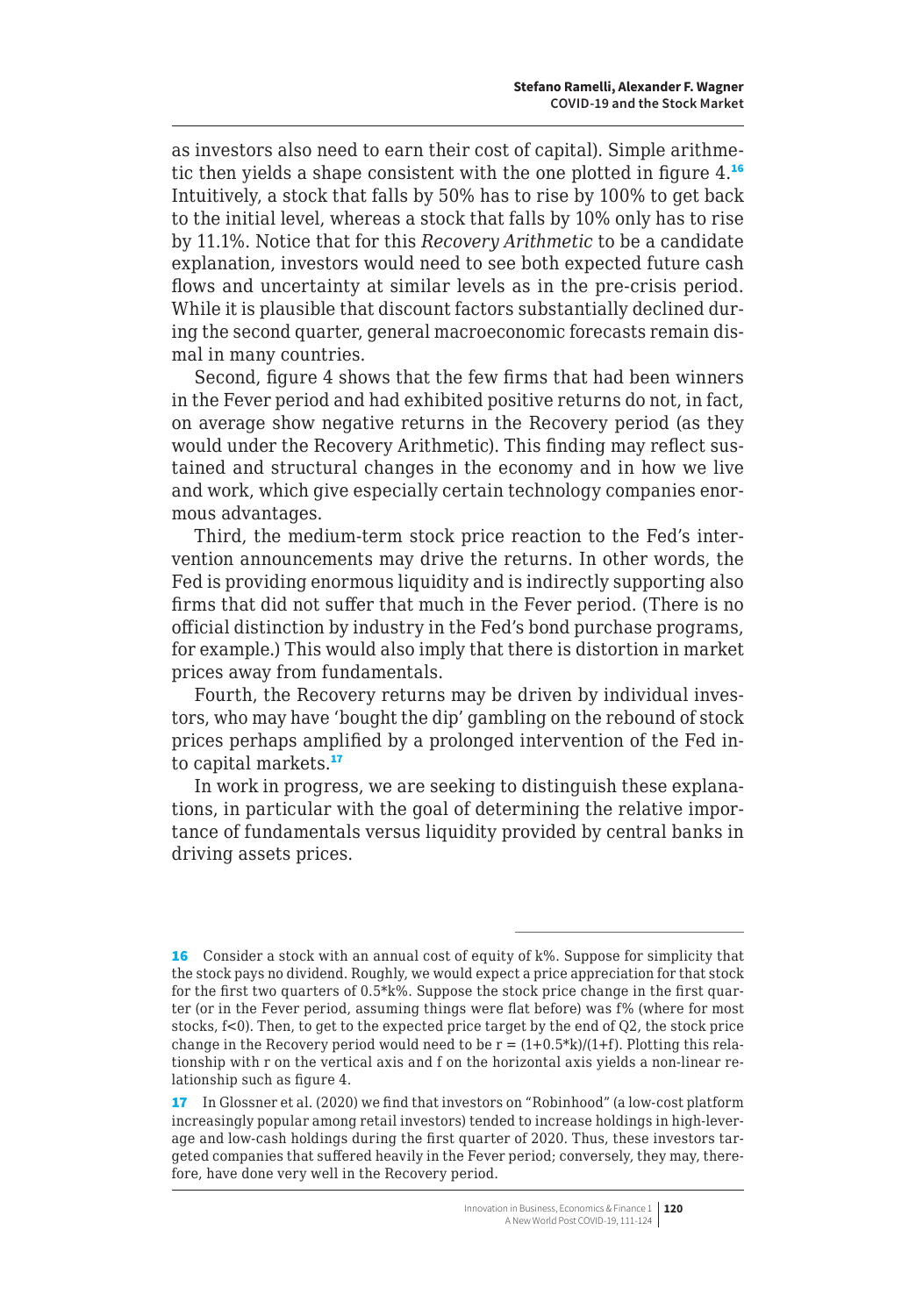as investors also need to earn their cost of capital). Simple arithmetic then yields a shape consistent with the one plotted in figure 4.[16] Intuitively, a stock that falls by 50% has to rise by 100% to get back to the initial level, whereas a stock that falls by 10% only has to rise by 11.1%. Notice that for this *Recovery Arithmetic* to be a candidate explanation, investors would need to see both expected future cash flows and uncertainty at similar levels as in the pre-crisis period. While it is plausible that discount factors substantially declined during the second quarter, general macroeconomic forecasts remain dismal in many countries.

Second, figure 4 shows that the few firms that had been winners in the Fever period and had exhibited positive returns do not, in fact, on average show negative returns in the Recovery period (as they would under the Recovery Arithmetic). This finding may reflect sustained and structural changes in the economy and in how we live and work, which give especially certain technology companies enormous advantages.

Third, the medium-term stock price reaction to the Fed's intervention announcements may drive the returns. In other words, the Fed is providing enormous liquidity and is indirectly supporting also firms that did not suffer that much in the Fever period. (There is no official distinction by industry in the Fed's bond purchase programs, for example.) This would also imply that there is distortion in market prices away from fundamentals.

Fourth, the Recovery returns may be driven by individual investors, who may have 'bought the dip' gambling on the rebound of stock prices perhaps amplified by a prolonged intervention of the Fed into capital markets.[17]

In work in progress, we are seeking to distinguish these explanations, in particular with the goal of determining the relative importance of fundamentals versus liquidity provided by central banks in driving assets prices.

---

[16] Consider a stock with an annual cost of equity of k%. Suppose for simplicity that the stock pays no dividend. Roughly, we would expect a price appreciation for that stock for the first two quarters of 0.5*k%. Suppose the stock price change in the first quarter (or in the Fever period, assuming things were flat before) was f% (where for most stocks, $f<0$). Then, to get to the expected price target by the end of Q2, the stock price change in the Recovery period would need to be $r = (1+0.5*k)/(1+f)$. Plotting this relationship with r on the vertical axis and f on the horizontal axis yields a non-linear relationship such as figure 4.

[17] In Glossner et al. (2020) we find that investors on "Robinhood" (a low-cost platform increasingly popular among retail investors) tended to increase holdings in high-leverage and low-cash holdings during the first quarter of 2020. Thus, these investors targeted companies that suffered heavily in the Fever period; conversely, they may, therefore, have done very well in the Recovery period.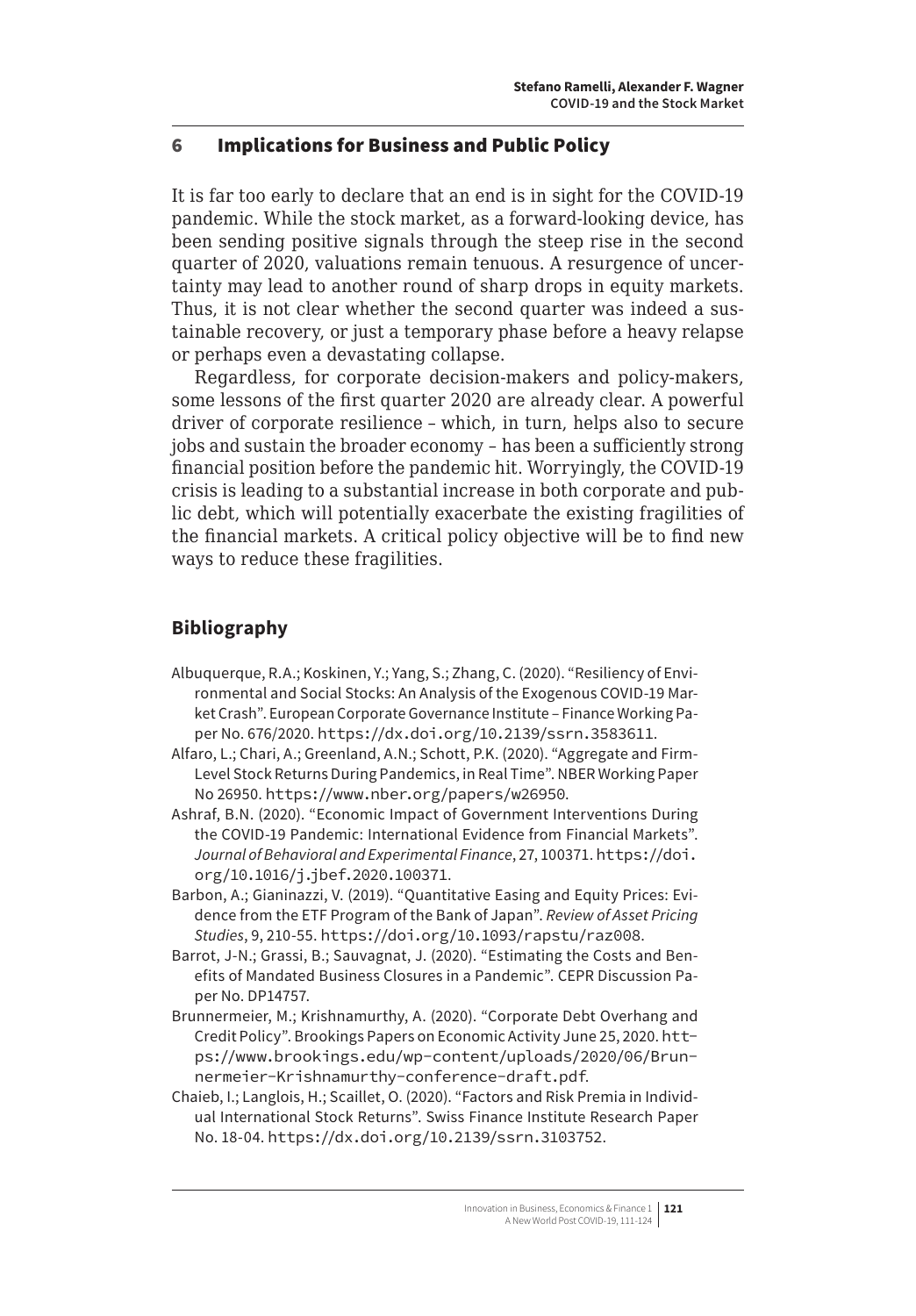## 6 Implications for Business and Public Policy

It is far too early to declare that an end is in sight for the COVID-19 pandemic. While the stock market, as a forward-looking device, has been sending positive signals through the steep rise in the second quarter of 2020, valuations remain tenuous. A resurgence of uncertainty may lead to another round of sharp drops in equity markets. Thus, it is not clear whether the second quarter was indeed a sustainable recovery, or just a temporary phase before a heavy relapse or perhaps even a devastating collapse.

Regardless, for corporate decision-makers and policy-makers, some lessons of the first quarter 2020 are already clear. A powerful driver of corporate resilience – which, in turn, helps also to secure jobs and sustain the broader economy – has been a sufficiently strong financial position before the pandemic hit. Worryingly, the COVID-19 crisis is leading to a substantial increase in both corporate and public debt, which will potentially exacerbate the existing fragilities of the financial markets. A critical policy objective will be to find new ways to reduce these fragilities.

## Bibliography

Albuquerque, R.A.; Koskinen, Y.; Yang, S.; Zhang, C. (2020). "Resiliency of Environmental and Social Stocks: An Analysis of the Exogenous COVID-19 Market Crash". European Corporate Governance Institute – Finance Working Paper No. 676/2020. https://dx.doi.org/10.2139/ssrn.3583611.

Alfaro, L.; Chari, A.; Greenland, A.N.; Schott, P.K. (2020). "Aggregate and Firm-Level Stock Returns During Pandemics, in Real Time". NBER Working Paper No 26950. https://www.nber.org/papers/w26950.

Ashraf, B.N. (2020). "Economic Impact of Government Interventions During the COVID-19 Pandemic: International Evidence from Financial Markets". *Journal of Behavioral and Experimental Finance*, 27, 100371. https://doi.org/10.1016/j.jbef.2020.100371.

Barbon, A.; Gianinazzi, V. (2019). "Quantitative Easing and Equity Prices: Evidence from the ETF Program of the Bank of Japan". *Review of Asset Pricing Studies*, 9, 210-55. https://doi.org/10.1093/rapstu/raz008.

Barrot, J-N.; Grassi, B.; Sauvagnat, J. (2020). "Estimating the Costs and Benefits of Mandated Business Closures in a Pandemic". CEPR Discussion Paper No. DP14757.

Brunnermeier, M.; Krishnamurthy, A. (2020). "Corporate Debt Overhang and Credit Policy". Brookings Papers on Economic Activity June 25, 2020. https://www.brookings.edu/wp-content/uploads/2020/06/Brunnermeier-Krishnamurthy-conference-draft.pdf.

Chaieb, I.; Langlois, H.; Scaillet, O. (2020). "Factors and Risk Premia in Individual International Stock Returns". Swiss Finance Institute Research Paper No. 18-04. https://dx.doi.org/10.2139/ssrn.3103752.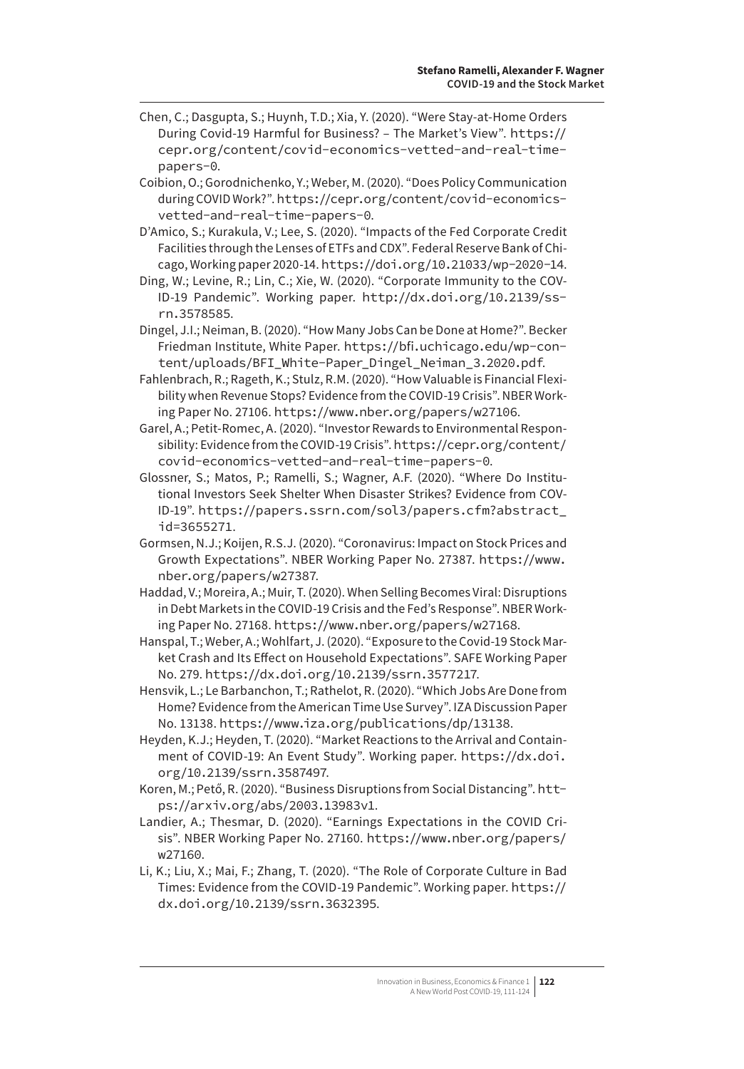Chen, C.; Dasgupta, S.; Huynh, T.D.; Xia, Y. (2020). “Were Stay-at-Home Orders During Covid-19 Harmful for Business? – The Market’s View”. https://cepr.org/content/covid-economics-vetted-and-real-time-papers-0.

Coibion, O.; Gorodnichenko, Y.; Weber, M. (2020). “Does Policy Communication during COVID Work?”. https://cepr.org/content/covid-economics-vetted-and-real-time-papers-0.

D’Amico, S.; Kurakula, V.; Lee, S. (2020). “Impacts of the Fed Corporate Credit Facilities through the Lenses of ETFs and CDX”. Federal Reserve Bank of Chicago, Working paper 2020-14. https://doi.org/10.21033/wp-2020-14.

Ding, W.; Levine, R.; Lin, C.; Xie, W. (2020). “Corporate Immunity to the COVID-19 Pandemic”. Working paper. http://dx.doi.org/10.2139/ssrn.3578585.

Dingel, J.I.; Neiman, B. (2020). “How Many Jobs Can be Done at Home?”. Becker Friedman Institute, White Paper. https://bfi.uchicago.edu/wp-content/uploads/BFI_White-Paper_Dingel_Neiman_3.2020.pdf.

Fahlenbrach, R.; Rageth, K.; Stulz, R.M. (2020). “How Valuable is Financial Flexibility when Revenue Stops? Evidence from the COVID-19 Crisis”. NBER Working Paper No. 27106. https://www.nber.org/papers/w27106.

Garel, A.; Petit-Romec, A. (2020). “Investor Rewards to Environmental Responsibility: Evidence from the COVID-19 Crisis”. https://cepr.org/content/covid-economics-vetted-and-real-time-papers-0.

Glossner, S.; Matos, P.; Ramelli, S.; Wagner, A.F. (2020). “Where Do Institutional Investors Seek Shelter When Disaster Strikes? Evidence from COVID-19”. https://papers.ssrn.com/sol3/papers.cfm?abstract_id=3655271.

Gormsen, N.J.; Koijen, R.S.J. (2020). “Coronavirus: Impact on Stock Prices and Growth Expectations”. NBER Working Paper No. 27387. https://www.nber.org/papers/w27387.

Haddad, V.; Moreira, A.; Muir, T. (2020). When Selling Becomes Viral: Disruptions in Debt Markets in the COVID-19 Crisis and the Fed’s Response”. NBER Working Paper No. 27168. https://www.nber.org/papers/w27168.

Hanspal, T.; Weber, A.; Wohlfart, J. (2020). “Exposure to the Covid-19 Stock Market Crash and Its Effect on Household Expectations”. SAFE Working Paper No. 279. https://dx.doi.org/10.2139/ssrn.3577217.

Hensvik, L.; Le Barbanchon, T.; Rathelot, R. (2020). “Which Jobs Are Done from Home? Evidence from the American Time Use Survey”. IZA Discussion Paper No. 13138. https://www.iza.org/publications/dp/13138.

Heyden, K.J.; Heyden, T. (2020). “Market Reactions to the Arrival and Containment of COVID-19: An Event Study”. Working paper. https://dx.doi.org/10.2139/ssrn.3587497.

Koren, M.; Pető, R. (2020). “Business Disruptions from Social Distancing”. https://arxiv.org/abs/2003.13983v1.

Landier, A.; Thesmar, D. (2020). “Earnings Expectations in the COVID Crisis”. NBER Working Paper No. 27160. https://www.nber.org/papers/w27160.

Li, K.; Liu, X.; Mai, F.; Zhang, T. (2020). “The Role of Corporate Culture in Bad Times: Evidence from the COVID-19 Pandemic”. Working paper. https://dx.doi.org/10.2139/ssrn.3632395.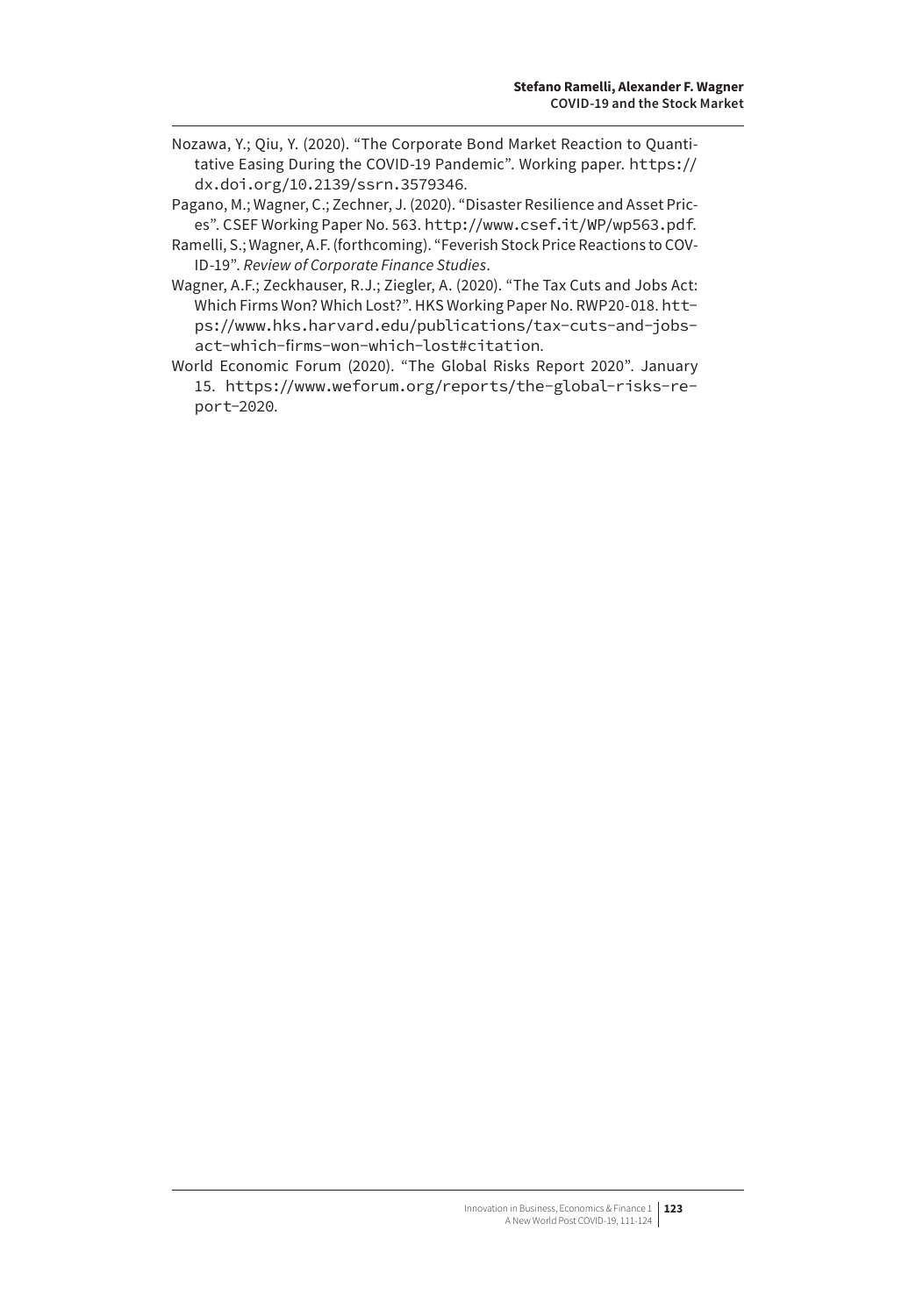Nozawa, Y.; Qiu, Y. (2020). "The Corporate Bond Market Reaction to Quantitative Easing During the COVID-19 Pandemic". Working paper. https://dx.doi.org/10.2139/ssrn.3579346.

Pagano, M.; Wagner, C.; Zechner, J. (2020). "Disaster Resilience and Asset Prices". CSEF Working Paper No. 563. http://www.csef.it/WP/wp563.pdf.

Ramelli, S.; Wagner, A.F. (forthcoming). "Feverish Stock Price Reactions to COVID-19". *Review of Corporate Finance Studies*.

Wagner, A.F.; Zeckhauser, R.J.; Ziegler, A. (2020). "The Tax Cuts and Jobs Act: Which Firms Won? Which Lost?". HKS Working Paper No. RWP20-018. https://www.hks.harvard.edu/publications/tax-cuts-and-jobs-act-which-firms-won-which-lost#citation.

World Economic Forum (2020). "The Global Risks Report 2020". January 15. https://www.weforum.org/reports/the-global-risks-report-2020.